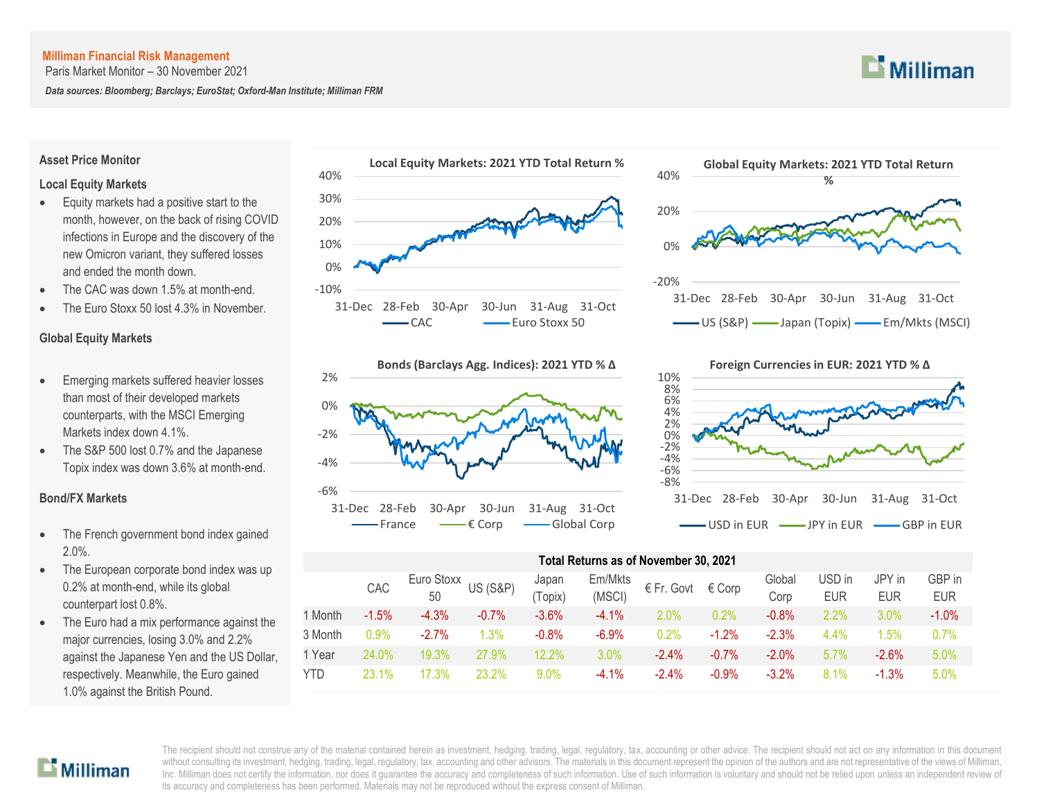**Milliman Financial Risk Management**

Paris Market Monitor – 30 November 2021

***Data sources: Bloomberg; Barclays; EuroStat; Oxford-Man Institute; Milliman FRM***

## Asset Price Monitor

### Local Equity Markets

- Equity markets had a positive start to the month, however, on the back of rising COVID infections in Europe and the discovery of the new Omicron variant, they suffered losses and ended the month down.
- The CAC was down 1.5% at month-end.
- The Euro Stoxx 50 lost 4.3% in November.

### Global Equity Markets

- Emerging markets suffered heavier losses than most of their developed markets counterparts, with the MSCI Emerging Markets index down 4.1%.
- The S&P 500 lost 0.7% and the Japanese Topix index was down 3.6% at month-end.

### Bond/FX Markets

- The French government bond index gained 2.0%.
- The European corporate bond index was up 0.2% at month-end, while its global counterpart lost 0.8%.
- The Euro had a mix performance against the major currencies, losing 3.0% and 2.2% against the Japanese Yen and the US Dollar, respectively. Meanwhile, the Euro gained 1.0% against the British Pound.

**Local Equity Markets: 2021 YTD Total Return %** (CAC, Euro Stoxx 50)

**Global Equity Markets: 2021 YTD Total Return %** (US (S&P), Japan (Topix), Em/Mkts (MSCI))

**Bonds (Barclays Agg. Indices): 2021 YTD % Δ** (France, € Corp, Global Corp)

**Foreign Currencies in EUR: 2021 YTD % Δ** (USD in EUR, JPY in EUR, GBP in EUR)

**Total Returns as of November 30, 2021**

| | CAC | Euro Stoxx 50 | US (S&P) | Japan (Topix) | Em/Mkts (MSCI) | € Fr. Govt | € Corp | Global Corp | USD in EUR | JPY in EUR | GBP in EUR |
|---|---|---|---|---|---|---|---|---|---|---|---|
| 1 Month | -1.5% | -4.3% | -0.7% | -3.6% | -4.1% | 2.0% | 0.2% | -0.8% | 2.2% | 3.0% | -1.0% |
| 3 Month | 0.9% | -2.7% | 1.3% | -0.8% | -6.9% | 0.2% | -1.2% | -2.3% | 4.4% | 1.5% | 0.7% |
| 1 Year | 24.0% | 19.3% | 27.9% | 12.2% | 3.0% | -2.4% | -0.7% | -2.0% | 5.7% | -2.6% | 5.0% |
| YTD | 23.1% | 17.3% | 23.2% | 9.0% | -4.1% | -2.4% | -0.9% | -3.2% | 8.1% | -1.3% | 5.0% |

The recipient should not construe any of the material contained herein as investment, hedging, trading, legal, regulatory, tax, accounting or other advice. The recipient should not act on any information in this document without consulting its investment, hedging, trading, legal, regulatory, tax, accounting and other advisors. The materials in this document represent the opinion of the authors and are not representative of the views of Milliman, Inc. Milliman does not certify the information, nor does it guarantee the accuracy and completeness of such information. Use of such information is voluntary and should not be relied upon unless an independent review of its accuracy and completeness has been performed. Materials may not be reproduced without the express consent of Milliman.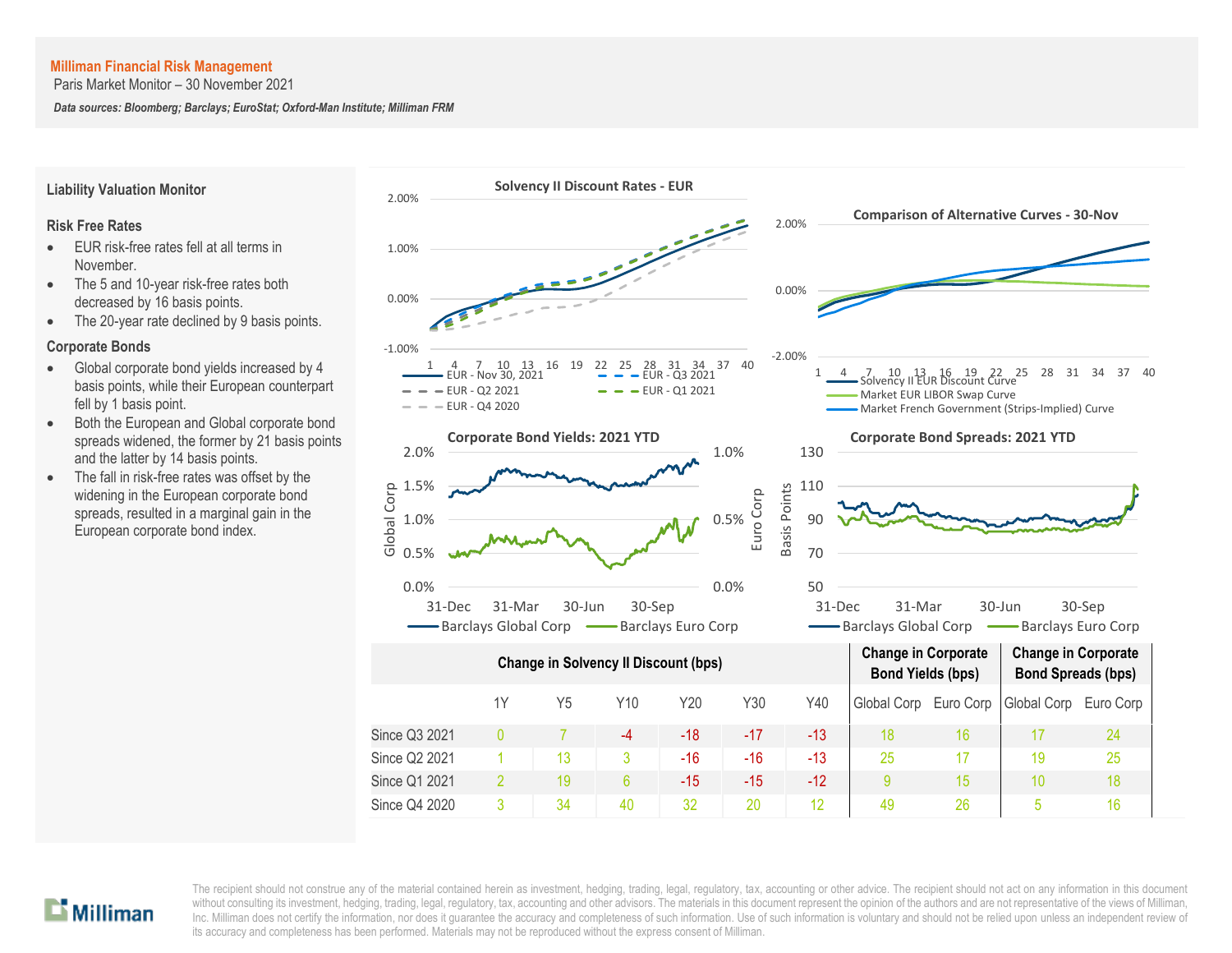**Milliman Financial Risk Management**
Paris Market Monitor – 30 November 2021

***Data sources: Bloomberg; Barclays; EuroStat; Oxford-Man Institute; Milliman FRM***

## Liability Valuation Monitor

### Risk Free Rates

- EUR risk-free rates fell at all terms in November.
- The 5 and 10-year risk-free rates both decreased by 16 basis points.
- The 20-year rate declined by 9 basis points.

### Corporate Bonds

- Global corporate bond yields increased by 4 basis points, while their European counterpart fell by 1 basis point.
- Both the European and Global corporate bond spreads widened, the former by 21 basis points and the latter by 14 basis points.
- The fall in risk-free rates was offset by the widening in the European corporate bond spreads, resulted in a marginal gain in the European corporate bond index.

**Solvency II Discount Rates - EUR**

(Legend: EUR - Nov 30, 2021; EUR - Q3 2021; EUR - Q2 2021; EUR - Q1 2021; EUR - Q4 2020)

**Comparison of Alternative Curves - 30-Nov**

(Legend: Solvency II EUR Discount Curve; Market EUR LIBOR Swap Curve; Market French Government (Strips-Implied) Curve)

**Corporate Bond Yields: 2021 YTD**

(Legend: Barclays Global Corp; Barclays Euro Corp)

**Corporate Bond Spreads: 2021 YTD**

(Legend: Barclays Global Corp; Barclays Euro Corp)

| | Change in Solvency II Discount (bps) | | | | | | Change in Corporate Bond Yields (bps) | | Change in Corporate Bond Spreads (bps) | |
|---|---|---|---|---|---|---|---|---|---|---|
| | 1Y | Y5 | Y10 | Y20 | Y30 | Y40 | Global Corp | Euro Corp | Global Corp | Euro Corp |
| Since Q3 2021 | 0 | 7 | -4 | -18 | -17 | -13 | 18 | 16 | 17 | 24 |
| Since Q2 2021 | 1 | 13 | 3 | -16 | -16 | -13 | 25 | 17 | 19 | 25 |
| Since Q1 2021 | 2 | 19 | 6 | -15 | -15 | -12 | 9 | 15 | 10 | 18 |
| Since Q4 2020 | 3 | 34 | 40 | 32 | 20 | 12 | 49 | 26 | 5 | 16 |

The recipient should not construe any of the material contained herein as investment, hedging, trading, legal, regulatory, tax, accounting or other advice. The recipient should not act on any information in this document without consulting its investment, hedging, trading, legal, regulatory, tax, accounting and other advisors. The materials in this document represent the opinion of the authors and are not representative of the views of Milliman, Inc. Milliman does not certify the information, nor does it guarantee the accuracy and completeness of such information. Use of such information is voluntary and should not be relied upon unless an independent review of its accuracy and completeness has been performed. Materials may not be reproduced without the express consent of Milliman.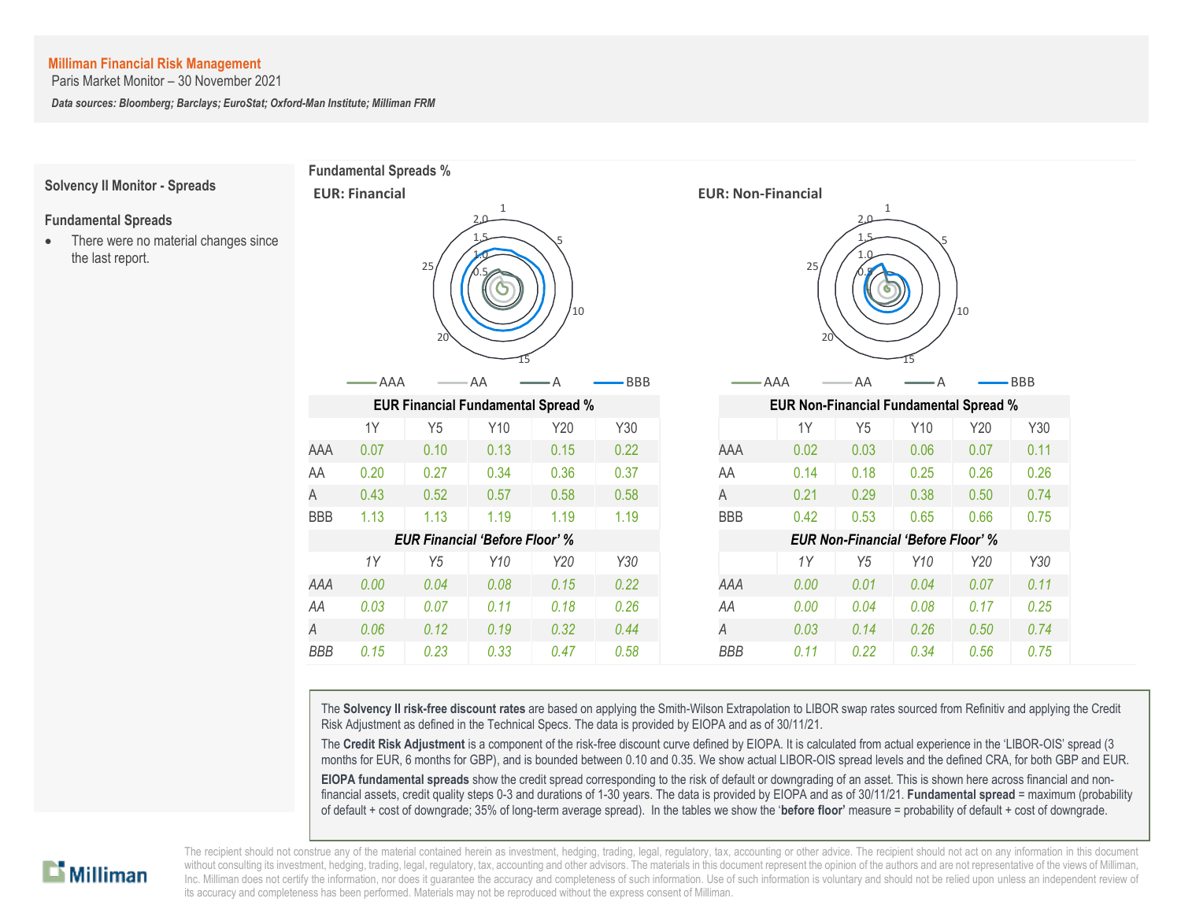**Milliman Financial Risk Management**
Paris Market Monitor – 30 November 2021

***Data sources: Bloomberg; Barclays; EuroStat; Oxford-Man Institute; Milliman FRM***

## Solvency II Monitor - Spreads

### Fundamental Spreads

- There were no material changes since the last report.

**Fundamental Spreads %**

**EUR: Financial**

**EUR: Non-Financial**

AAA  AA  A  BBB

| EUR Financial Fundamental Spread % | | | | | |
|---|---|---|---|---|---|
| | 1Y | Y5 | Y10 | Y20 | Y30 |
| AAA | 0.07 | 0.10 | 0.13 | 0.15 | 0.22 |
| AA | 0.20 | 0.27 | 0.34 | 0.36 | 0.37 |
| A | 0.43 | 0.52 | 0.57 | 0.58 | 0.58 |
| BBB | 1.13 | 1.13 | 1.19 | 1.19 | 1.19 |
| *EUR Financial 'Before Floor' %* | | | | | |
| | *1Y* | *Y5* | *Y10* | *Y20* | *Y30* |
| *AAA* | *0.00* | *0.04* | *0.08* | *0.15* | *0.22* |
| *AA* | *0.03* | *0.07* | *0.11* | *0.18* | *0.26* |
| *A* | *0.06* | *0.12* | *0.19* | *0.32* | *0.44* |
| *BBB* | *0.15* | *0.23* | *0.33* | *0.47* | *0.58* |

| EUR Non-Financial Fundamental Spread % | | | | | |
|---|---|---|---|---|---|
| | 1Y | Y5 | Y10 | Y20 | Y30 |
| AAA | 0.02 | 0.03 | 0.06 | 0.07 | 0.11 |
| AA | 0.14 | 0.18 | 0.25 | 0.26 | 0.26 |
| A | 0.21 | 0.29 | 0.38 | 0.50 | 0.74 |
| BBB | 0.42 | 0.53 | 0.65 | 0.66 | 0.75 |
| *EUR Non-Financial 'Before Floor' %* | | | | | |
| | *1Y* | *Y5* | *Y10* | *Y20* | *Y30* |
| *AAA* | *0.00* | *0.01* | *0.04* | *0.07* | *0.11* |
| *AA* | *0.00* | *0.04* | *0.08* | *0.17* | *0.25* |
| *A* | *0.03* | *0.14* | *0.26* | *0.50* | *0.74* |
| *BBB* | *0.11* | *0.22* | *0.34* | *0.56* | *0.75* |

The **Solvency II risk-free discount rates** are based on applying the Smith-Wilson Extrapolation to LIBOR swap rates sourced from Refinitiv and applying the Credit Risk Adjustment as defined in the Technical Specs. The data is provided by EIOPA and as of 30/11/21.

The **Credit Risk Adjustment** is a component of the risk-free discount curve defined by EIOPA. It is calculated from actual experience in the 'LIBOR-OIS' spread (3 months for EUR, 6 months for GBP), and is bounded between 0.10 and 0.35. We show actual LIBOR-OIS spread levels and the defined CRA, for both GBP and EUR.

**EIOPA fundamental spreads** show the credit spread corresponding to the risk of default or downgrading of an asset. This is shown here across financial and non-financial assets, credit quality steps 0-3 and durations of 1-30 years. The data is provided by EIOPA and as of 30/11/21. **Fundamental spread** = maximum (probability of default + cost of downgrade; 35% of long-term average spread). In the tables we show the '**before floor**' measure = probability of default + cost of downgrade.

The recipient should not construe any of the material contained herein as investment, hedging, trading, legal, regulatory, tax, accounting or other advice. The recipient should not act on any information in this document without consulting its investment, hedging, trading, legal, regulatory, tax, accounting and other advisors. The materials in this document represent the opinion of the authors and are not representative of the views of Milliman, Inc. Milliman does not certify the information, nor does it guarantee the accuracy and completeness of such information. Use of such information is voluntary and should not be relied upon unless an independent review of its accuracy and completeness has been performed. Materials may not be reproduced without the express consent of Milliman.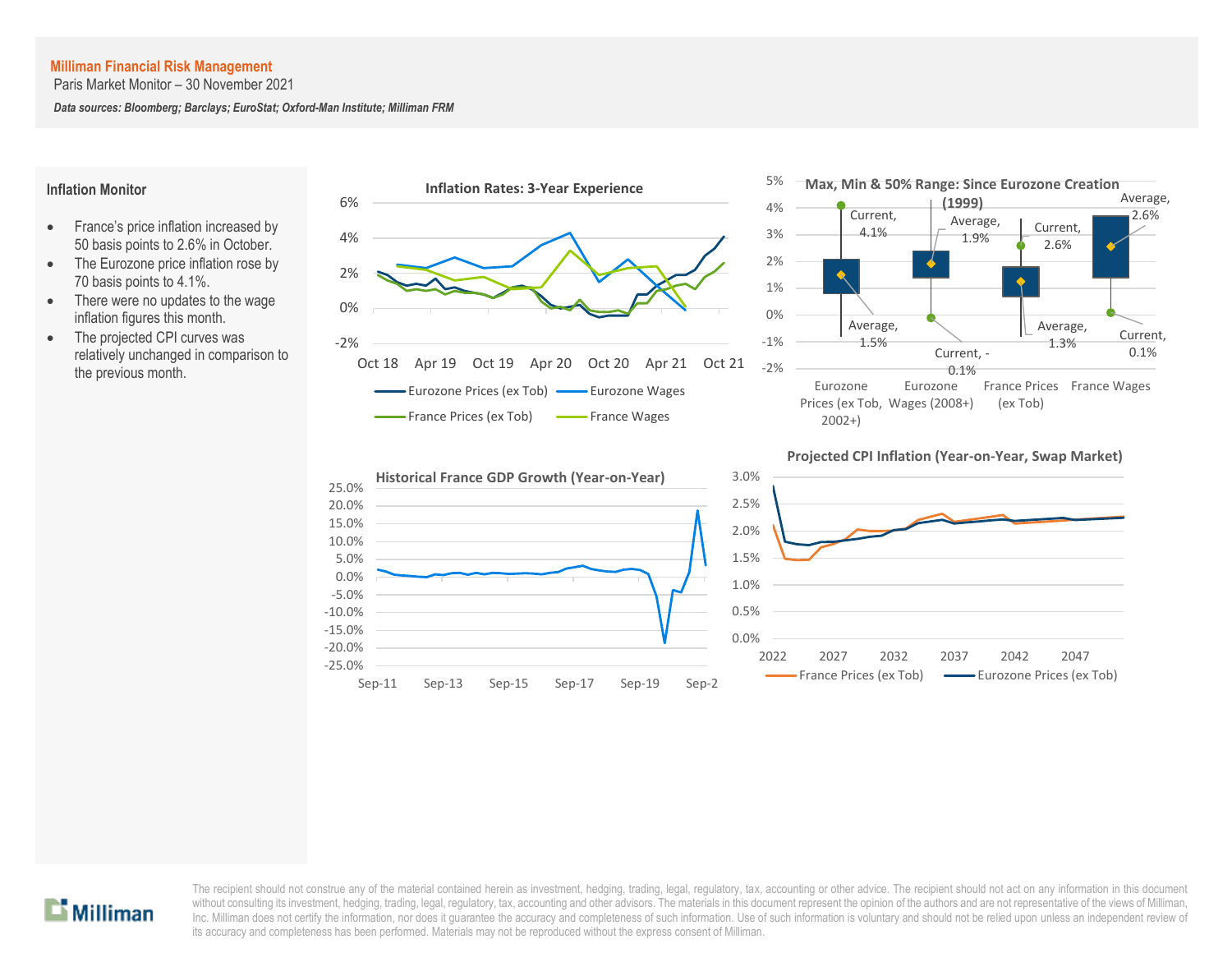**Milliman Financial Risk Management**

Paris Market Monitor – 30 November 2021

***Data sources: Bloomberg; Barclays; EuroStat; Oxford-Man Institute; Milliman FRM***

## Inflation Monitor

- France's price inflation increased by 50 basis points to 2.6% in October.
- The Eurozone price inflation rose by 70 basis points to 4.1%.
- There were no updates to the wage inflation figures this month.
- The projected CPI curves was relatively unchanged in comparison to the previous month.

**Inflation Rates: 3-Year Experience**

**Max, Min & 50% Range: Since Eurozone Creation (1999)**

| | Current | Average |
|---|---|---|
| Eurozone Prices (ex Tob, 2002+) | 4.1% | 1.5% |
| Eurozone Wages (2008+) | -0.1% | 1.9% |
| France Prices (ex Tob) | 2.6% | 1.3% |
| France Wages | 0.1% | 2.6% |

**Historical France GDP Growth (Year-on-Year)**

**Projected CPI Inflation (Year-on-Year, Swap Market)**

The recipient should not construe any of the material contained herein as investment, hedging, trading, legal, regulatory, tax, accounting or other advice. The recipient should not act on any information in this document without consulting its investment, hedging, trading, legal, regulatory, tax, accounting and other advisors. The materials in this document represent the opinion of the authors and are not representative of the views of Milliman, Inc. Milliman does not certify the information, nor does it guarantee the accuracy and completeness of such information. Use of such information is voluntary and should not be relied upon unless an independent review of its accuracy and completeness has been performed. Materials may not be reproduced without the express consent of Milliman.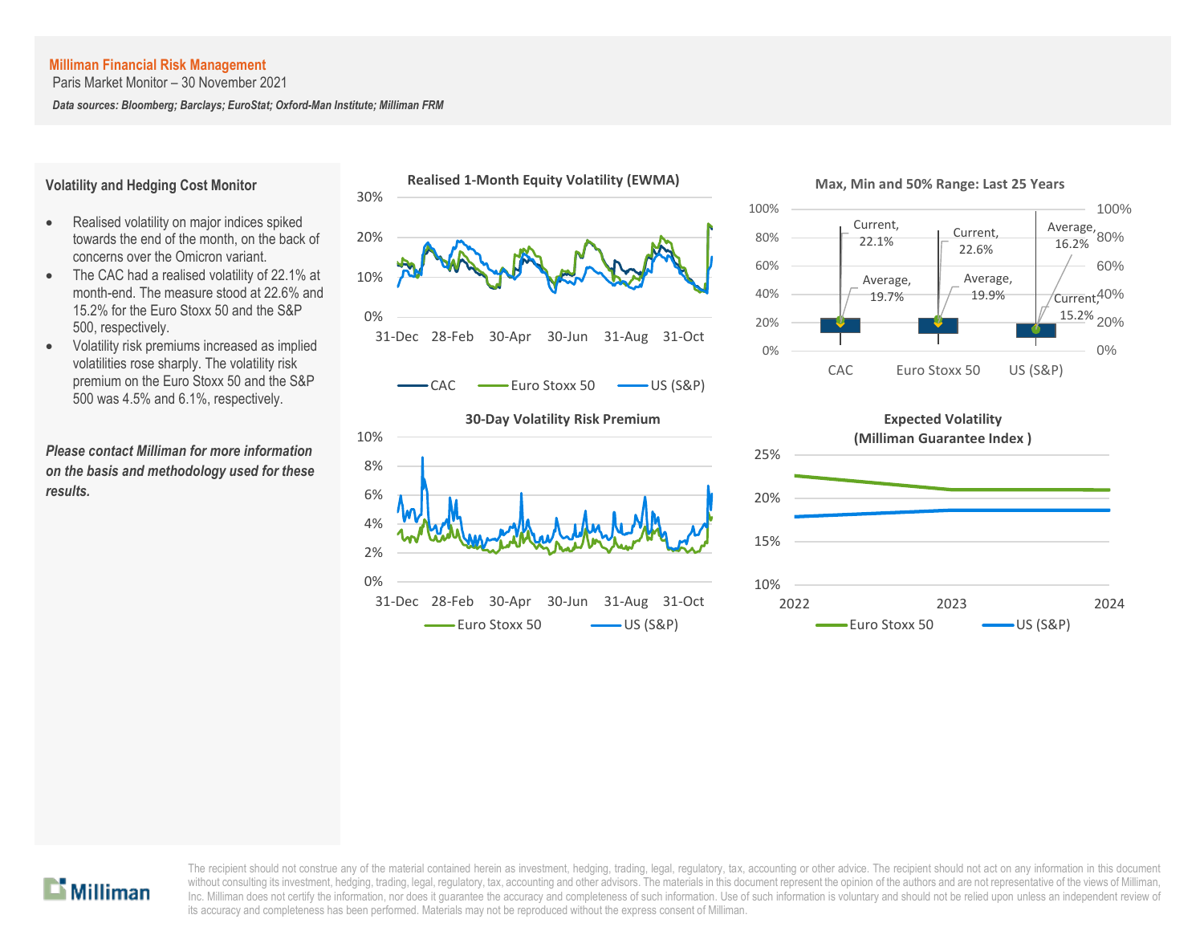Milliman Financial Risk Management

Paris Market Monitor – 30 November 2021

*Data sources: Bloomberg; Barclays; EuroStat; Oxford-Man Institute; Milliman FRM*

## Volatility and Hedging Cost Monitor

- Realised volatility on major indices spiked towards the end of the month, on the back of concerns over the Omicron variant.
- The CAC had a realised volatility of 22.1% at month-end. The measure stood at 22.6% and 15.2% for the Euro Stoxx 50 and the S&P 500, respectively.
- Volatility risk premiums increased as implied volatilities rose sharply. The volatility risk premium on the Euro Stoxx 50 and the S&P 500 was 4.5% and 6.1%, respectively.

***Please contact Milliman for more information on the basis and methodology used for these results.***

**Realised 1-Month Equity Volatility (EWMA)**

**Max, Min and 50% Range: Last 25 Years**

| | CAC | Euro Stoxx 50 | US (S&P) |
|---|---|---|---|
| Current | 22.1% | 22.6% | 15.2% |
| Average | 19.7% | 19.9% | 16.2% |

**30-Day Volatility Risk Premium**

**Expected Volatility (Milliman Guarantee Index )**

The recipient should not construe any of the material contained herein as investment, hedging, trading, legal, regulatory, tax, accounting or other advice. The recipient should not act on any information in this document without consulting its investment, hedging, trading, legal, regulatory, tax, accounting and other advisors. The materials in this document represent the opinion of the authors and are not representative of the views of Milliman, Inc. Milliman does not certify the information, nor does it guarantee the accuracy and completeness of such information. Use of such information is voluntary and should not be relied upon unless an independent review of its accuracy and completeness has been performed. Materials may not be reproduced without the express consent of Milliman.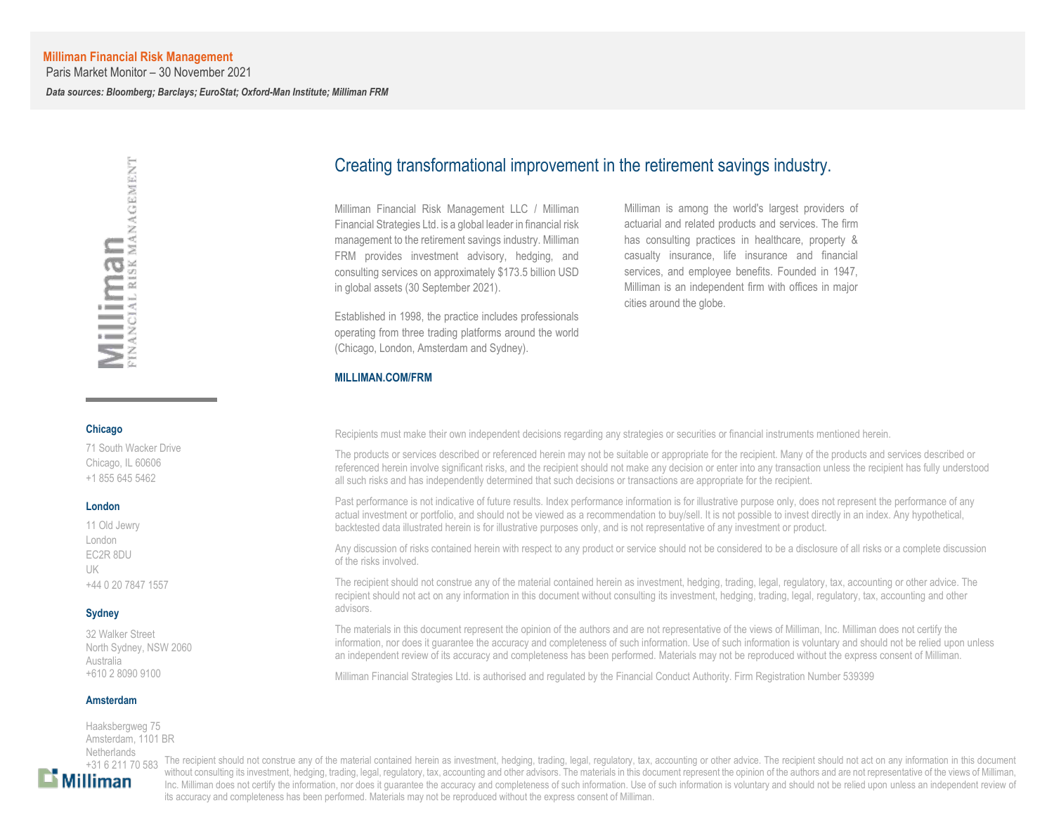**Milliman Financial Risk Management**

Paris Market Monitor – 30 November 2021

*Data sources: Bloomberg; Barclays; EuroStat; Oxford-Man Institute; Milliman FRM*

## Creating transformational improvement in the retirement savings industry.

Milliman Financial Risk Management LLC / Milliman Financial Strategies Ltd. is a global leader in financial risk management to the retirement savings industry. Milliman FRM provides investment advisory, hedging, and consulting services on approximately $173.5 billion USD in global assets (30 September 2021).

Established in 1998, the practice includes professionals operating from three trading platforms around the world (Chicago, London, Amsterdam and Sydney).

Milliman is among the world's largest providers of actuarial and related products and services. The firm has consulting practices in healthcare, property & casualty insurance, life insurance and financial services, and employee benefits. Founded in 1947, Milliman is an independent firm with offices in major cities around the globe.

**MILLIMAN.COM/FRM**

### Chicago

71 South Wacker Drive
Chicago, IL 60606
+1 855 645 5462

### London

11 Old Jewry
London
EC2R 8DU
UK
+44 0 20 7847 1557

### Sydney

32 Walker Street
North Sydney, NSW 2060
Australia
+610 2 8090 9100

### Amsterdam

Haaksbergweg 75
Amsterdam, 1101 BR
Netherlands
+31 6 211 70 583

Recipients must make their own independent decisions regarding any strategies or securities or financial instruments mentioned herein.

The products or services described or referenced herein may not be suitable or appropriate for the recipient. Many of the products and services described or referenced herein involve significant risks, and the recipient should not make any decision or enter into any transaction unless the recipient has fully understood all such risks and has independently determined that such decisions or transactions are appropriate for the recipient.

Past performance is not indicative of future results. Index performance information is for illustrative purpose only, does not represent the performance of any actual investment or portfolio, and should not be viewed as a recommendation to buy/sell. It is not possible to invest directly in an index. Any hypothetical, backtested data illustrated herein is for illustrative purposes only, and is not representative of any investment or product.

Any discussion of risks contained herein with respect to any product or service should not be considered to be a disclosure of all risks or a complete discussion of the risks involved.

The recipient should not construe any of the material contained herein as investment, hedging, trading, legal, regulatory, tax, accounting or other advice. The recipient should not act on any information in this document without consulting its investment, hedging, trading, legal, regulatory, tax, accounting and other advisors.

The materials in this document represent the opinion of the authors and are not representative of the views of Milliman, Inc. Milliman does not certify the information, nor does it guarantee the accuracy and completeness of such information. Use of such information is voluntary and should not be relied upon unless an independent review of its accuracy and completeness has been performed. Materials may not be reproduced without the express consent of Milliman.

Milliman Financial Strategies Ltd. is authorised and regulated by the Financial Conduct Authority. Firm Registration Number 539399

The recipient should not construe any of the material contained herein as investment, hedging, trading, legal, regulatory, tax, accounting or other advice. The recipient should not act on any information in this document without consulting its investment, hedging, trading, legal, regulatory, tax, accounting and other advisors. The materials in this document represent the opinion of the authors and are not representative of the views of Milliman, Inc. Milliman does not certify the information, nor does it guarantee the accuracy and completeness of such information. Use of such information is voluntary and should not be relied upon unless an independent review of its accuracy and completeness has been performed. Materials may not be reproduced without the express consent of Milliman.